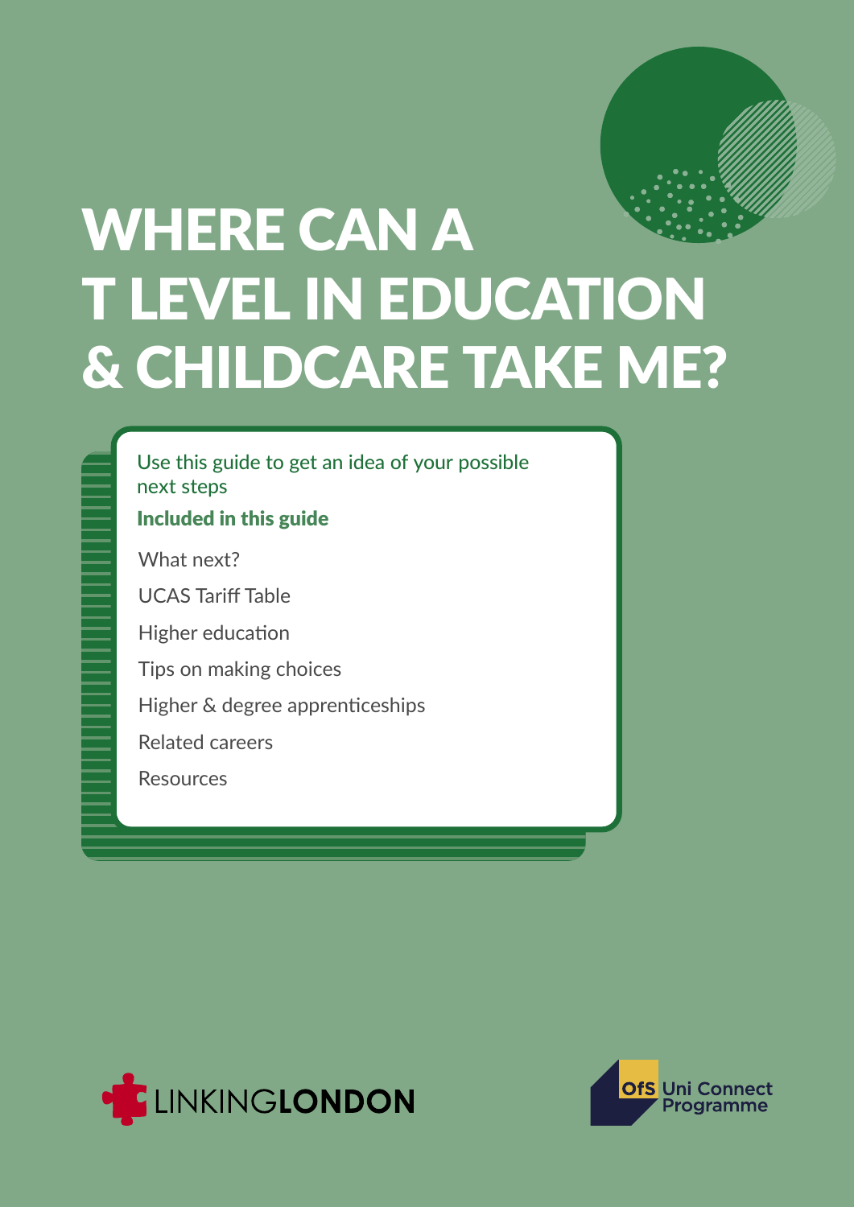# WHERE CAN A T LEVEL IN EDUCATION & CHILDCARE TAKE ME?

Use this guide to get an idea of your possible next steps

**Included in this guide**

- What next?
- UCAS Tariff Table
- Higher education
- Tips on making choices
- Higher & degree apprenticeships
- Related careers
- Resources

LINKING**LONDON**

OfS Uni Connect Programme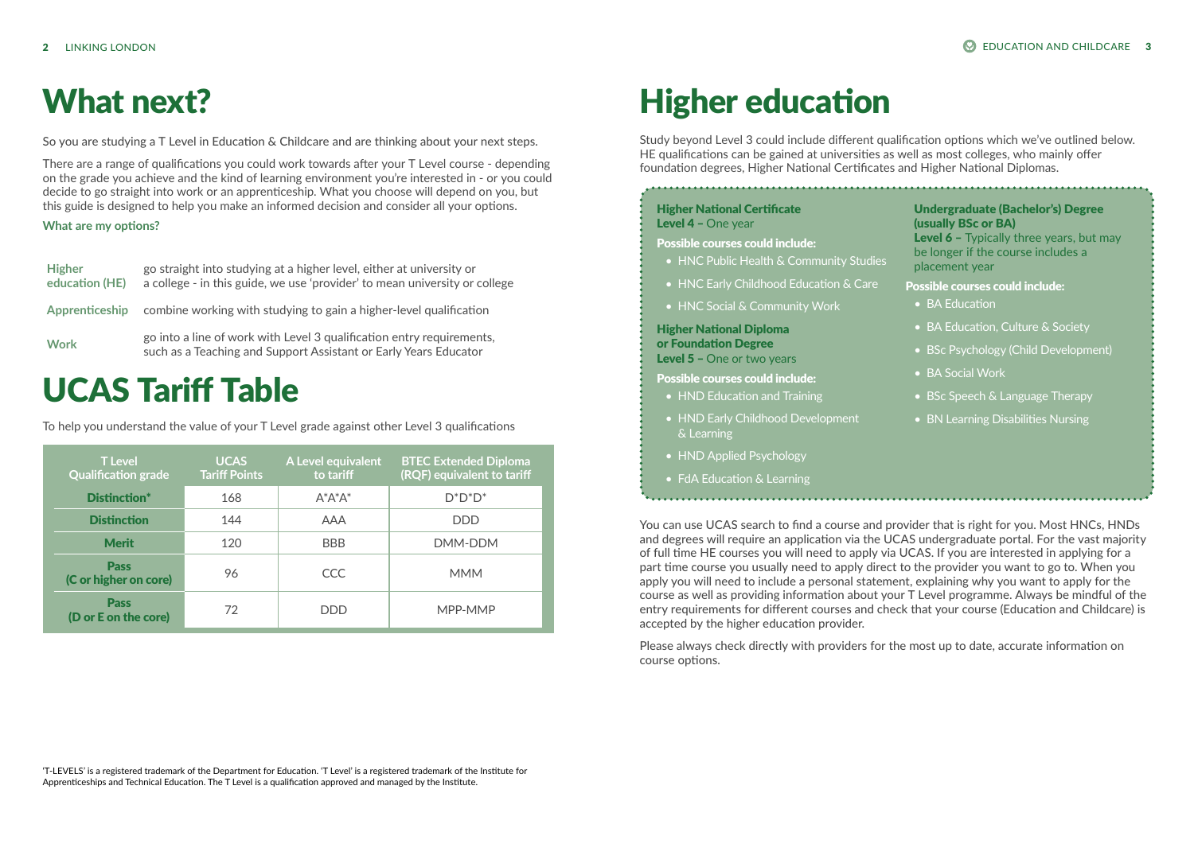# What next?

So you are studying a T Level in Education & Childcare and are thinking about your next steps.

There are a range of qualifications you could work towards after your T Level course - depending on the grade you achieve and the kind of learning environment you're interested in - or you could decide to go straight into work or an apprenticeship. What you choose will depend on you, but this guide is designed to help you make an informed decision and consider all your options.

**What are my options?**

| | |
|---|---|
| **Higher education (HE)** | go straight into studying at a higher level, either at university or a college - in this guide, we use 'provider' to mean university or college |
| **Apprenticeship** | combine working with studying to gain a higher-level qualification |
| **Work** | go into a line of work with Level 3 qualification entry requirements, such as a Teaching and Support Assistant or Early Years Educator |

# UCAS Tariff Table

To help you understand the value of your T Level grade against other Level 3 qualifications

| T Level Qualification grade | UCAS Tariff Points | A Level equivalent to tariff | BTEC Extended Diploma (RQF) equivalent to tariff |
|---|---|---|---|
| **Distinction*** | 168 | A*A*A* | D*D*D* |
| **Distinction** | 144 | AAA | DDD |
| **Merit** | 120 | BBB | DMM-DDM |
| **Pass (C or higher on core)** | 96 | CCC | MMM |
| **Pass (D or E on the core)** | 72 | DDD | MPP-MMP |

'T-LEVELS' is a registered trademark of the Department for Education. 'T Level' is a registered trademark of the Institute for Apprenticeships and Technical Education. The T Level is a qualification approved and managed by the Institute.

# Higher education

Study beyond Level 3 could include different qualification options which we've outlined below. HE qualifications can be gained at universities as well as most colleges, who mainly offer foundation degrees, Higher National Certificates and Higher National Diplomas.

**Higher National Certificate**
**Level 4 –** One year

**Possible courses could include:**

- HNC Public Health & Community Studies
- HNC Early Childhood Education & Care
- HNC Social & Community Work

**Higher National Diploma or Foundation Degree**
**Level 5 –** One or two years

**Possible courses could include:**

- HND Education and Training
- HND Early Childhood Development & Learning
- HND Applied Psychology
- FdA Education & Learning

**Undergraduate (Bachelor's) Degree (usually BSc or BA)**
**Level 6 –** Typically three years, but may be longer if the course includes a placement year

**Possible courses could include:**

- BA Education
- BA Education, Culture & Society
- BSc Psychology (Child Development)
- BA Social Work
- BSc Speech & Language Therapy
- BN Learning Disabilities Nursing

You can use UCAS search to find a course and provider that is right for you. Most HNCs, HNDs and degrees will require an application via the UCAS undergraduate portal. For the vast majority of full time HE courses you will need to apply via UCAS. If you are interested in applying for a part time course you usually need to apply direct to the provider you want to go to. When you apply you will need to include a personal statement, explaining why you want to apply for the course as well as providing information about your T Level programme. Always be mindful of the entry requirements for different courses and check that your course (Education and Childcare) is accepted by the higher education provider.

Please always check directly with providers for the most up to date, accurate information on course options.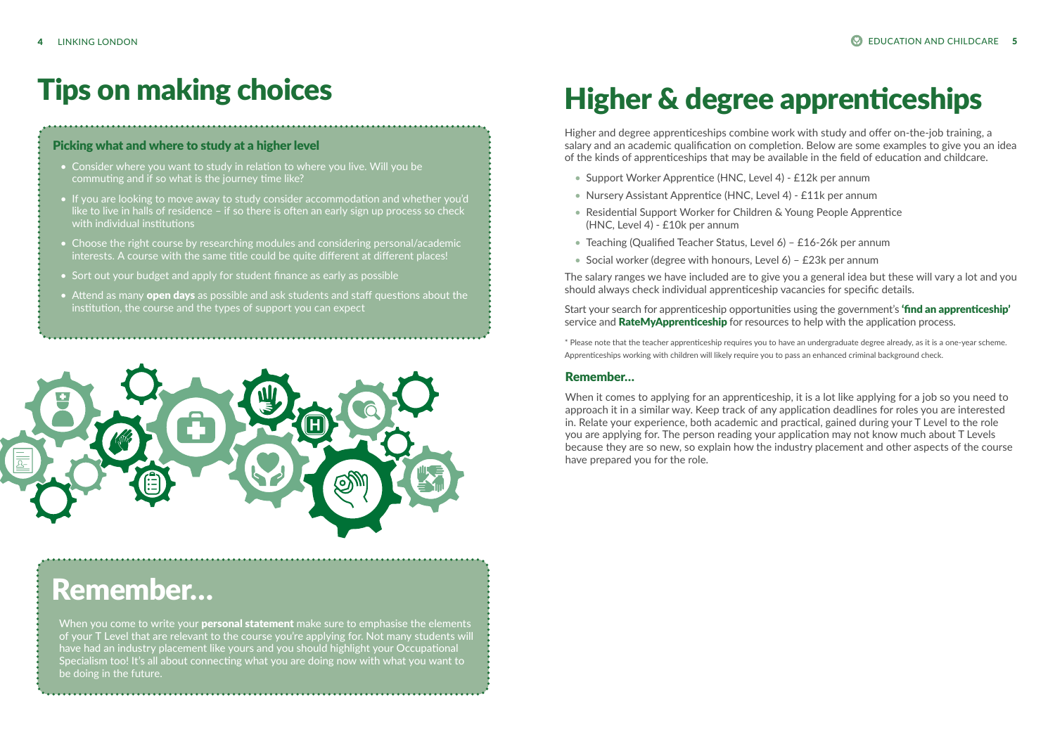# Tips on making choices

### Picking what and where to study at a higher level

- Consider where you want to study in relation to where you live. Will you be commuting and if so what is the journey time like?
- If you are looking to move away to study consider accommodation and whether you'd like to live in halls of residence – if so there is often an early sign up process so check with individual institutions
- Choose the right course by researching modules and considering personal/academic interests. A course with the same title could be quite different at different places!
- Sort out your budget and apply for student finance as early as possible
- Attend as many **open days** as possible and ask students and staff questions about the institution, the course and the types of support you can expect

## Remember...

When you come to write your **personal statement** make sure to emphasise the elements of your T Level that are relevant to the course you're applying for. Not many students will have had an industry placement like yours and you should highlight your Occupational Specialism too! It's all about connecting what you are doing now with what you want to be doing in the future.

# Higher & degree apprenticeships

Higher and degree apprenticeships combine work with study and offer on-the-job training, a salary and an academic qualification on completion. Below are some examples to give you an idea of the kinds of apprenticeships that may be available in the field of education and childcare.

- Support Worker Apprentice (HNC, Level 4) - £12k per annum
- Nursery Assistant Apprentice (HNC, Level 4) - £11k per annum
- Residential Support Worker for Children & Young People Apprentice (HNC, Level 4) - £10k per annum
- Teaching (Qualified Teacher Status, Level 6) – £16-26k per annum
- Social worker (degree with honours, Level 6) – £23k per annum

The salary ranges we have included are to give you a general idea but these will vary a lot and you should always check individual apprenticeship vacancies for specific details.

Start your search for apprenticeship opportunities using the government's **'find an apprenticeship'** service and **RateMyApprenticeship** for resources to help with the application process.

* Please note that the teacher apprenticeship requires you to have an undergraduate degree already, as it is a one-year scheme. Apprenticeships working with children will likely require you to pass an enhanced criminal background check.

### Remember...

When it comes to applying for an apprenticeship, it is a lot like applying for a job so you need to approach it in a similar way. Keep track of any application deadlines for roles you are interested in. Relate your experience, both academic and practical, gained during your T Level to the role you are applying for. The person reading your application may not know much about T Levels because they are so new, so explain how the industry placement and other aspects of the course have prepared you for the role.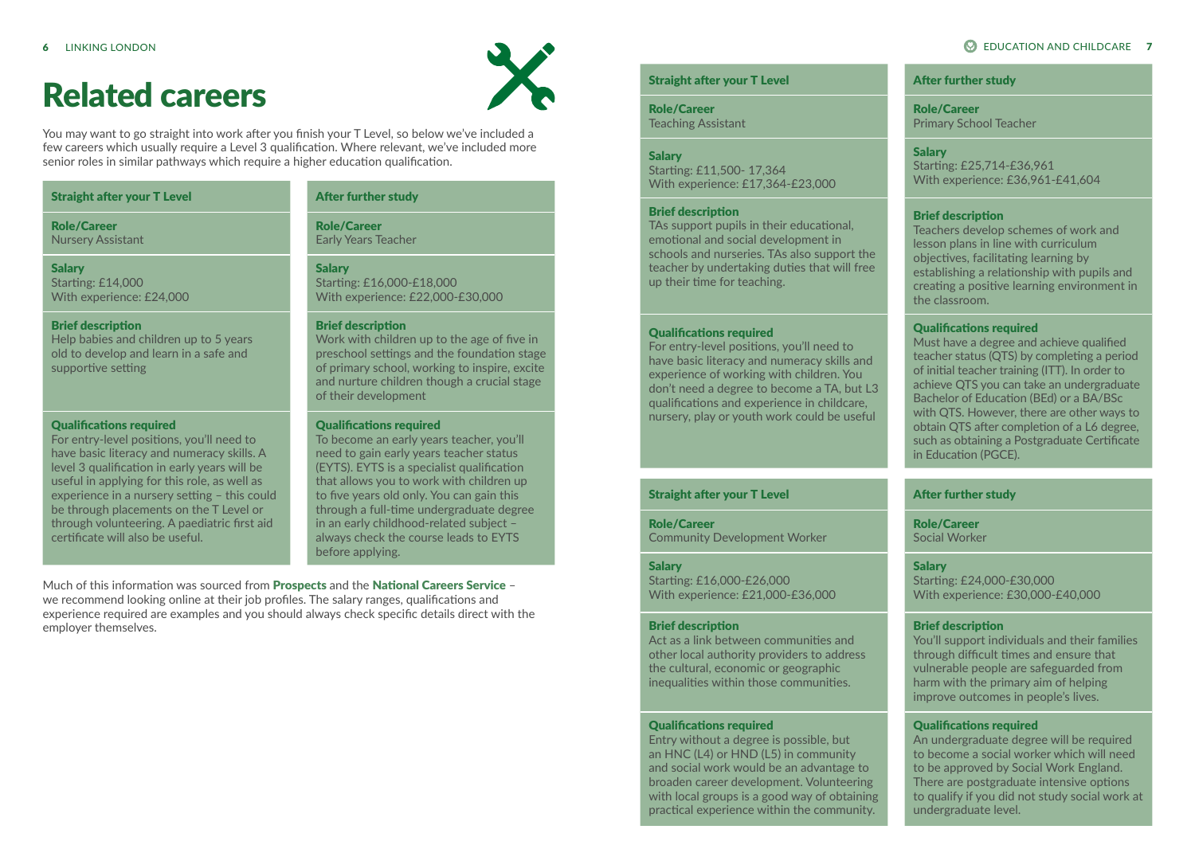# Related careers

You may want to go straight into work after you finish your T Level, so below we've included a few careers which usually require a Level 3 qualification. Where relevant, we've included more senior roles in similar pathways which require a higher education qualification.

| Straight after your T Level | After further study |
|---|---|
| **Role/Career**<br>Nursery Assistant | **Role/Career**<br>Early Years Teacher |
| **Salary**<br>Starting: £14,000<br>With experience: £24,000 | **Salary**<br>Starting: £16,000-£18,000<br>With experience: £22,000-£30,000 |
| **Brief description**<br>Help babies and children up to 5 years old to develop and learn in a safe and supportive setting | **Brief description**<br>Work with children up to the age of five in preschool settings and the foundation stage of primary school, working to inspire, excite and nurture children though a crucial stage of their development |
| **Qualifications required**<br>For entry-level positions, you'll need to have basic literacy and numeracy skills. A level 3 qualification in early years will be useful in applying for this role, as well as experience in a nursery setting – this could be through placements on the T Level or through volunteering. A paediatric first aid certificate will also be useful. | **Qualifications required**<br>To become an early years teacher, you'll need to gain early years teacher status (EYTS). EYTS is a specialist qualification that allows you to work with children up to five years old only. You can gain this through a full-time undergraduate degree in an early childhood-related subject – always check the course leads to EYTS before applying. |

Much of this information was sourced from **Prospects** and the **National Careers Service** – we recommend looking online at their job profiles. The salary ranges, qualifications and experience required are examples and you should always check specific details direct with the employer themselves.

| Straight after your T Level | After further study |
|---|---|
| **Role/Career**<br>Teaching Assistant | **Role/Career**<br>Primary School Teacher |
| **Salary**<br>Starting: £11,500- 17,364<br>With experience: £17,364-£23,000 | **Salary**<br>Starting: £25,714-£36,961<br>With experience: £36,961-£41,604 |
| **Brief description**<br>TAs support pupils in their educational, emotional and social development in schools and nurseries. TAs also support the teacher by undertaking duties that will free up their time for teaching. | **Brief description**<br>Teachers develop schemes of work and lesson plans in line with curriculum objectives, facilitating learning by establishing a relationship with pupils and creating a positive learning environment in the classroom. |
| **Qualifications required**<br>For entry-level positions, you'll need to have basic literacy and numeracy skills and experience of working with children. You don't need a degree to become a TA, but L3 qualifications and experience in childcare, nursery, play or youth work could be useful | **Qualifications required**<br>Must have a degree and achieve qualified teacher status (QTS) by completing a period of initial teacher training (ITT). In order to achieve QTS you can take an undergraduate Bachelor of Education (BEd) or a BA/BSc with QTS. However, there are other ways to obtain QTS after completion of a L6 degree, such as obtaining a Postgraduate Certificate in Education (PGCE). |

| Straight after your T Level | After further study |
|---|---|
| **Role/Career**<br>Community Development Worker | **Role/Career**<br>Social Worker |
| **Salary**<br>Starting: £16,000-£26,000<br>With experience: £21,000-£36,000 | **Salary**<br>Starting: £24,000-£30,000<br>With experience: £30,000-£40,000 |
| **Brief description**<br>Act as a link between communities and other local authority providers to address the cultural, economic or geographic inequalities within those communities. | **Brief description**<br>You'll support individuals and their families through difficult times and ensure that vulnerable people are safeguarded from harm with the primary aim of helping improve outcomes in people's lives. |
| **Qualifications required**<br>Entry without a degree is possible, but an HNC (L4) or HND (L5) in community and social work would be an advantage to broaden career development. Volunteering with local groups is a good way of obtaining practical experience within the community. | **Qualifications required**<br>An undergraduate degree will be required to become a social worker which will need to be approved by Social Work England. There are postgraduate intensive options to qualify if you did not study social work at undergraduate level. |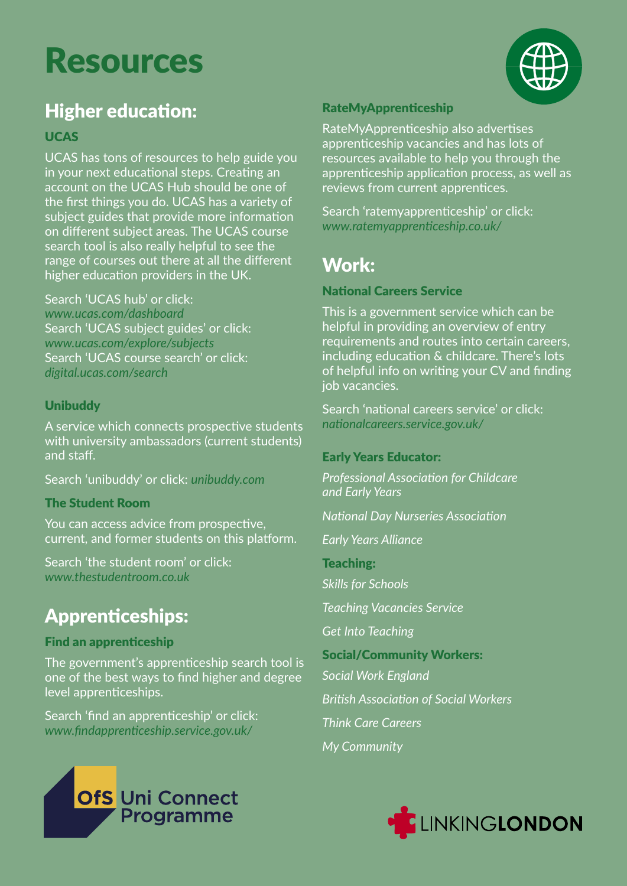# Resources

## Higher education:

### UCAS

UCAS has tons of resources to help guide you in your next educational steps. Creating an account on the UCAS Hub should be one of the first things you do. UCAS has a variety of subject guides that provide more information on different subject areas. The UCAS course search tool is also really helpful to see the range of courses out there at all the different higher education providers in the UK.

Search 'UCAS hub' or click: *www.ucas.com/dashboard*
Search 'UCAS subject guides' or click: *www.ucas.com/explore/subjects*
Search 'UCAS course search' or click: *digital.ucas.com/search*

### Unibuddy

A service which connects prospective students with university ambassadors (current students) and staff.

Search 'unibuddy' or click: *unibuddy.com*

### The Student Room

You can access advice from prospective, current, and former students on this platform.

Search 'the student room' or click: *www.thestudentroom.co.uk*

## Apprenticeships:

### Find an apprenticeship

The government's apprenticeship search tool is one of the best ways to find higher and degree level apprenticeships.

Search 'find an apprenticeship' or click: *www.findapprenticeship.service.gov.uk/*

### RateMyApprenticeship

RateMyApprenticeship also advertises apprenticeship vacancies and has lots of resources available to help you through the apprenticeship application process, as well as reviews from current apprentices.

Search 'ratemyapprenticeship' or click: *www.ratemyapprenticeship.co.uk/*

## Work:

### National Careers Service

This is a government service which can be helpful in providing an overview of entry requirements and routes into certain careers, including education & childcare. There's lots of helpful info on writing your CV and finding job vacancies.

Search 'national careers service' or click: *nationalcareers.service.gov.uk/*

### Early Years Educator:

*Professional Association for Childcare and Early Years*

*National Day Nurseries Association*

*Early Years Alliance*

### Teaching:

*Skills for Schools*

*Teaching Vacancies Service*

*Get Into Teaching*

### Social/Community Workers:

*Social Work England*

*British Association of Social Workers*

*Think Care Careers*

*My Community*

OfS Uni Connect Programme

LINKINGLONDON